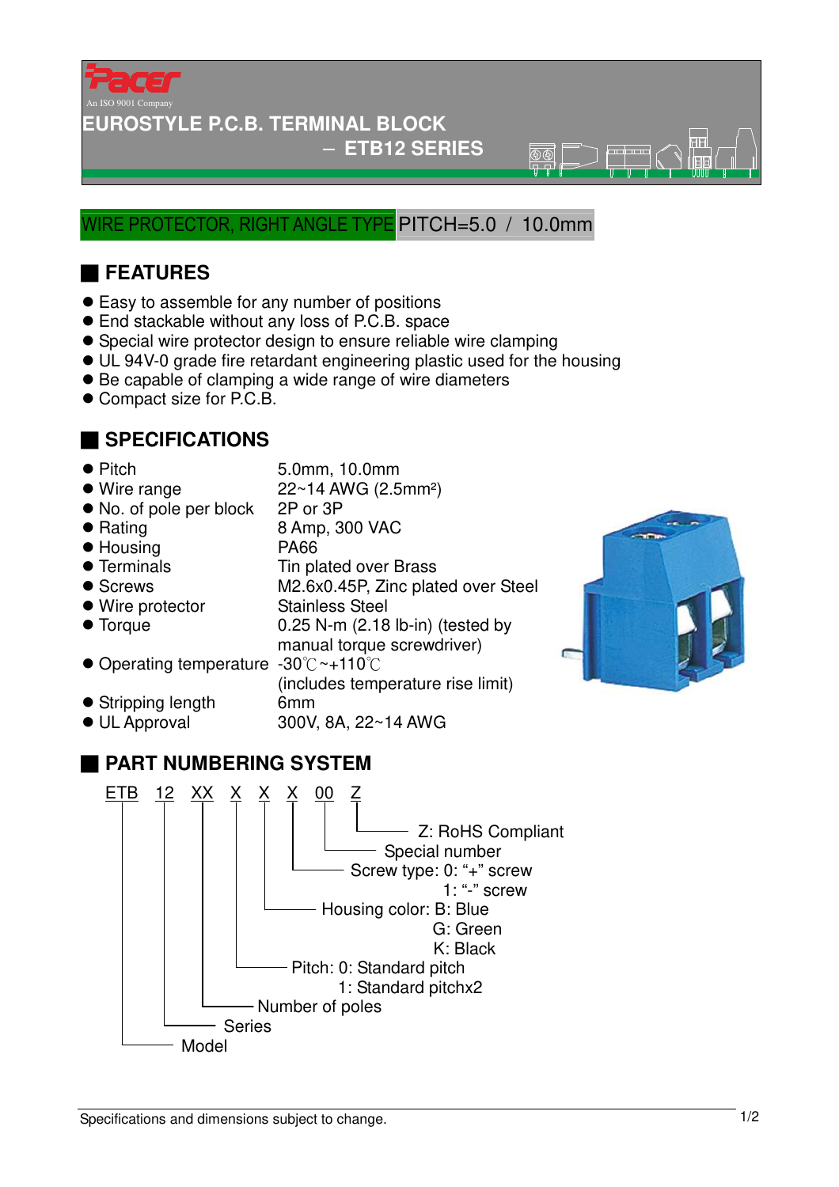Pacer

An ISO 9001 Company

# EUROSTYLE P.C.B. TERMINAL BLOCK
## – ETB12 SERIES

WIRE PROTECTOR, RIGHT ANGLE TYPE PITCH=5.0 / 10.0mm

## FEATURES

- Easy to assemble for any number of positions
- End stackable without any loss of P.C.B. space
- Special wire protector design to ensure reliable wire clamping
- UL 94V-0 grade fire retardant engineering plastic used for the housing
- Be capable of clamping a wide range of wire diameters
- Compact size for P.C.B.

## SPECIFICATIONS

- Pitch: 5.0mm, 10.0mm
- Wire range: 22~14 AWG (2.5mm²)
- No. of pole per block: 2P or 3P
- Rating: 8 Amp, 300 VAC
- Housing: PA66
- Terminals: Tin plated over Brass
- Screws: M2.6x0.45P, Zinc plated over Steel
- Wire protector: Stainless Steel
- Torque: 0.25 N-m (2.18 lb-in) (tested by manual torque screwdriver)
- Operating temperature: -30℃~+110℃ (includes temperature rise limit)
- Stripping length: 6mm
- UL Approval: 300V, 8A, 22~14 AWG

## PART NUMBERING SYSTEM

ETB 12 XX X X X 00 Z

- ETB: Model
- 12: Series
- XX: Number of poles
- X: Pitch: 0: Standard pitch
  - 1: Standard pitchx2
- X: Housing color: B: Blue
  - G: Green
  - K: Black
- X: Screw type: 0: "+" screw
  - 1: "-" screw
- 00: Special number
- Z: RoHS Compliant

Specifications and dimensions subject to change.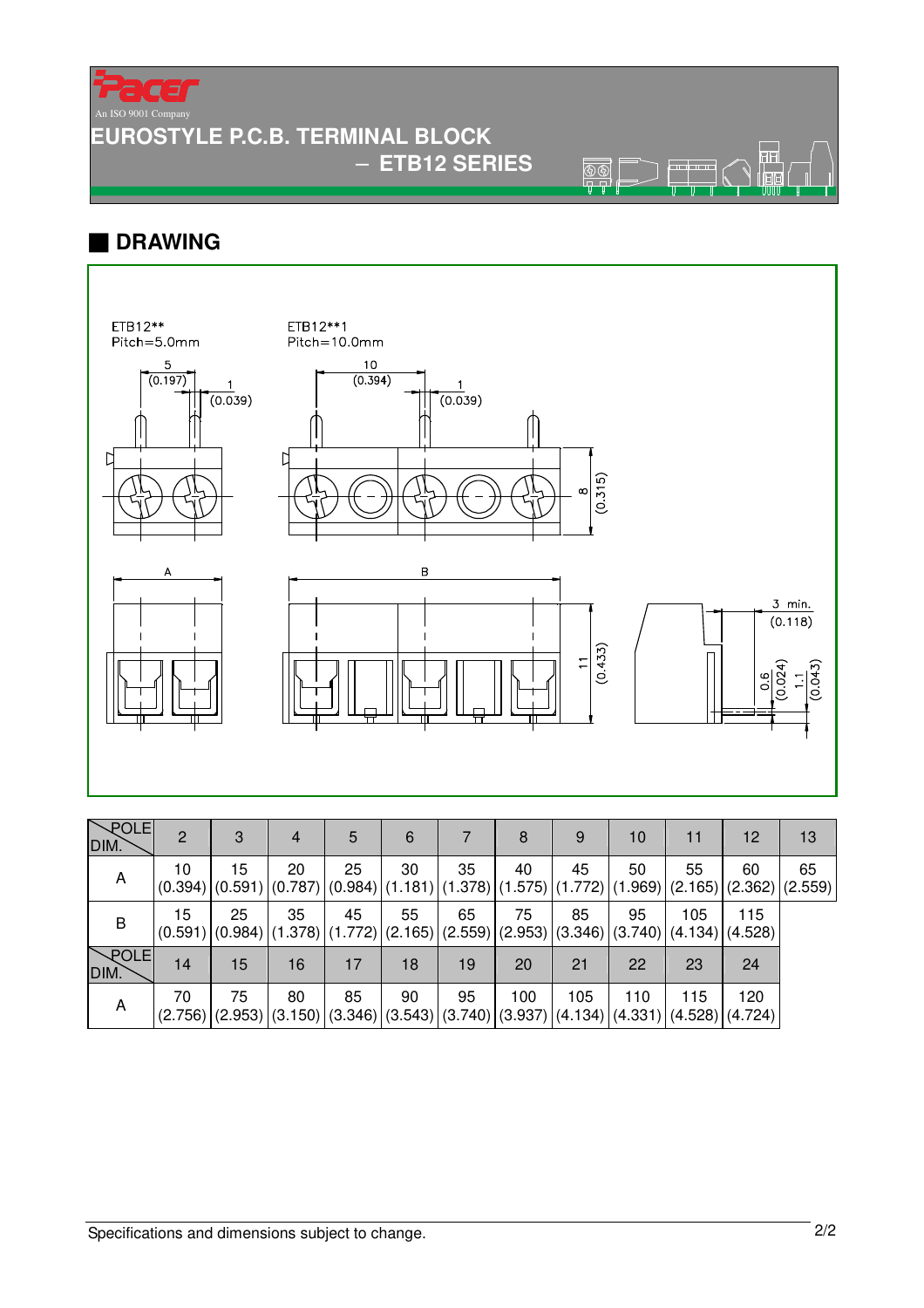# EUROSTYLE P.C.B. TERMINAL BLOCK

## – ETB12 SERIES

## DRAWING

ETB12**
Pitch=5.0mm

5 (0.197)
1 (0.039)

ETB12**1
Pitch=10.0mm

10 (0.394)
1 (0.039)

8 (0.315)

A

B

11 (0.433)

3 min. (0.118)

0.6 (0.024)

1.1 (0.043)

| POLE / DIM. | 2 | 3 | 4 | 5 | 6 | 7 | 8 | 9 | 10 | 11 | 12 | 13 |
|---|---|---|---|---|---|---|---|---|---|---|---|---|
| A | 10 (0.394) | 15 (0.591) | 20 (0.787) | 25 (0.984) | 30 (1.181) | 35 (1.378) | 40 (1.575) | 45 (1.772) | 50 (1.969) | 55 (2.165) | 60 (2.362) | 65 (2.559) |
| B | 15 (0.591) | 25 (0.984) | 35 (1.378) | 45 (1.772) | 55 (2.165) | 65 (2.559) | 75 (2.953) | 85 (3.346) | 95 (3.740) | 105 (4.134) | 115 (4.528) | |
| POLE / DIM. | 14 | 15 | 16 | 17 | 18 | 19 | 20 | 21 | 22 | 23 | 24 | |
| A | 70 (2.756) | 75 (2.953) | 80 (3.150) | 85 (3.346) | 90 (3.543) | 95 (3.740) | 100 (3.937) | 105 (4.134) | 110 (4.331) | 115 (4.528) | 120 (4.724) | |

Specifications and dimensions subject to change.